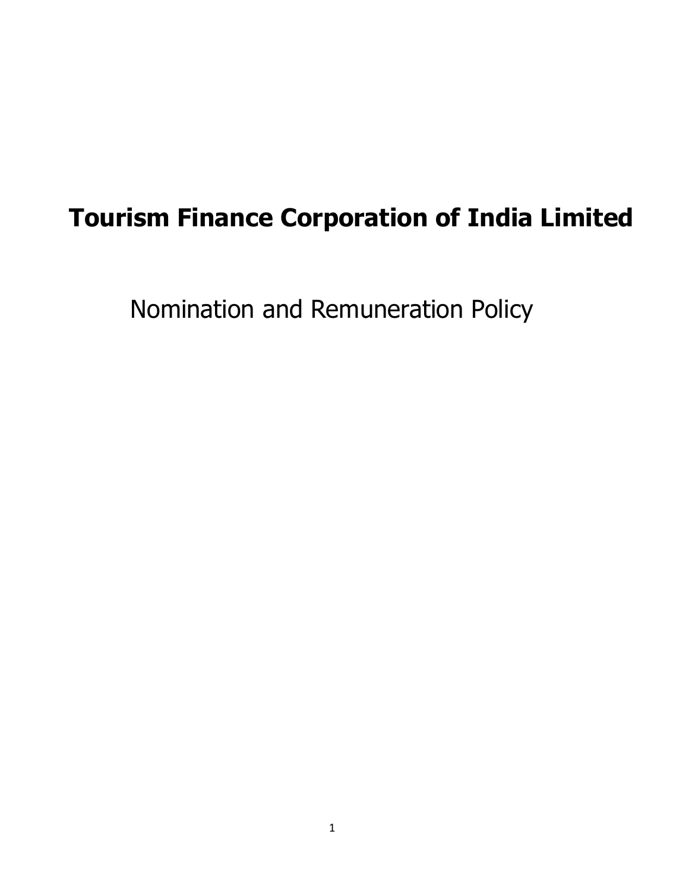# Tourism Finance Corporation of India Limited

## Nomination and Remuneration Policy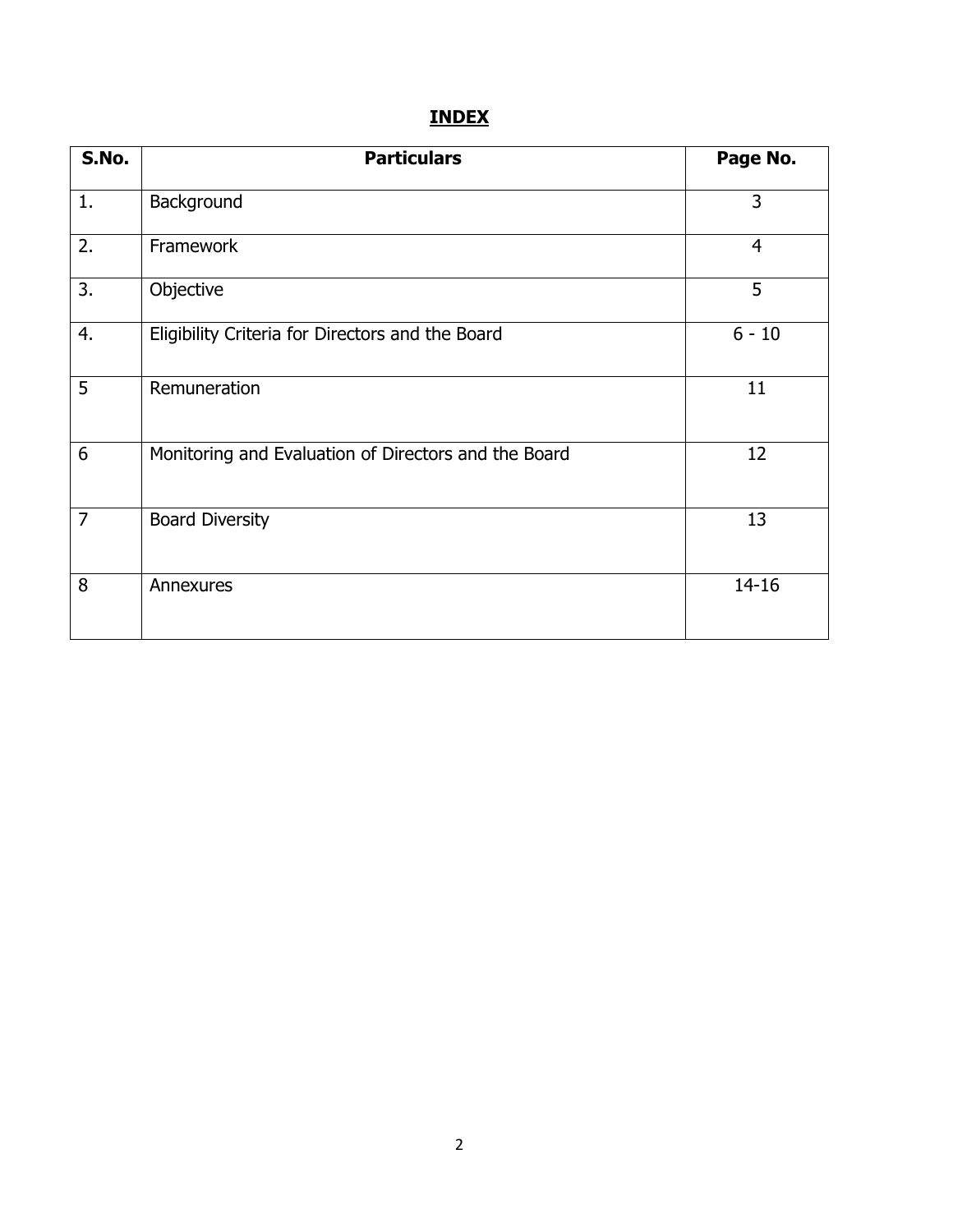# INDEX

| S.No. | Particulars | Page No. |
|---|---|---|
| 1. | Background | 3 |
| 2. | Framework | 4 |
| 3. | Objective | 5 |
| 4. | Eligibility Criteria for Directors and the Board | 6 - 10 |
| 5 | Remuneration | 11 |
| 6 | Monitoring and Evaluation of Directors and the Board | 12 |
| 7 | Board Diversity | 13 |
| 8 | Annexures | 14-16 |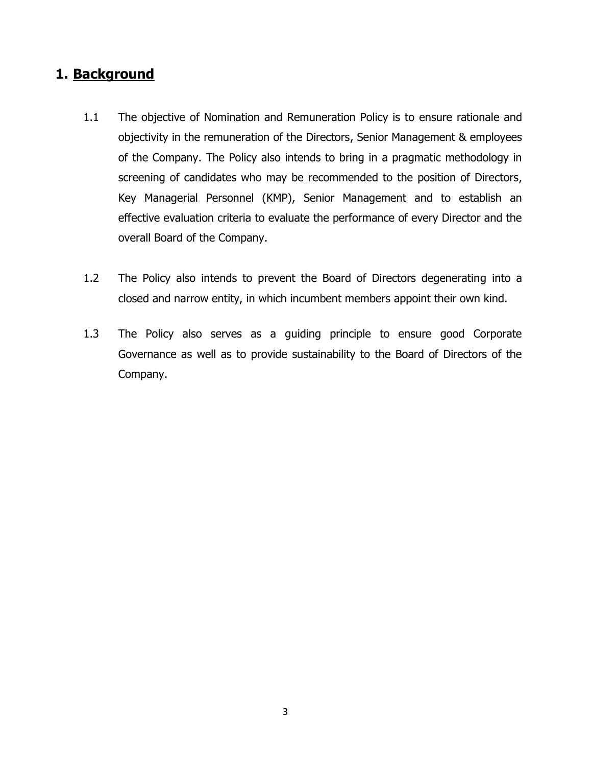# 1. <u>Background</u>

1.1 The objective of Nomination and Remuneration Policy is to ensure rationale and objectivity in the remuneration of the Directors, Senior Management & employees of the Company. The Policy also intends to bring in a pragmatic methodology in screening of candidates who may be recommended to the position of Directors, Key Managerial Personnel (KMP), Senior Management and to establish an effective evaluation criteria to evaluate the performance of every Director and the overall Board of the Company.

1.2 The Policy also intends to prevent the Board of Directors degenerating into a closed and narrow entity, in which incumbent members appoint their own kind.

1.3 The Policy also serves as a guiding principle to ensure good Corporate Governance as well as to provide sustainability to the Board of Directors of the Company.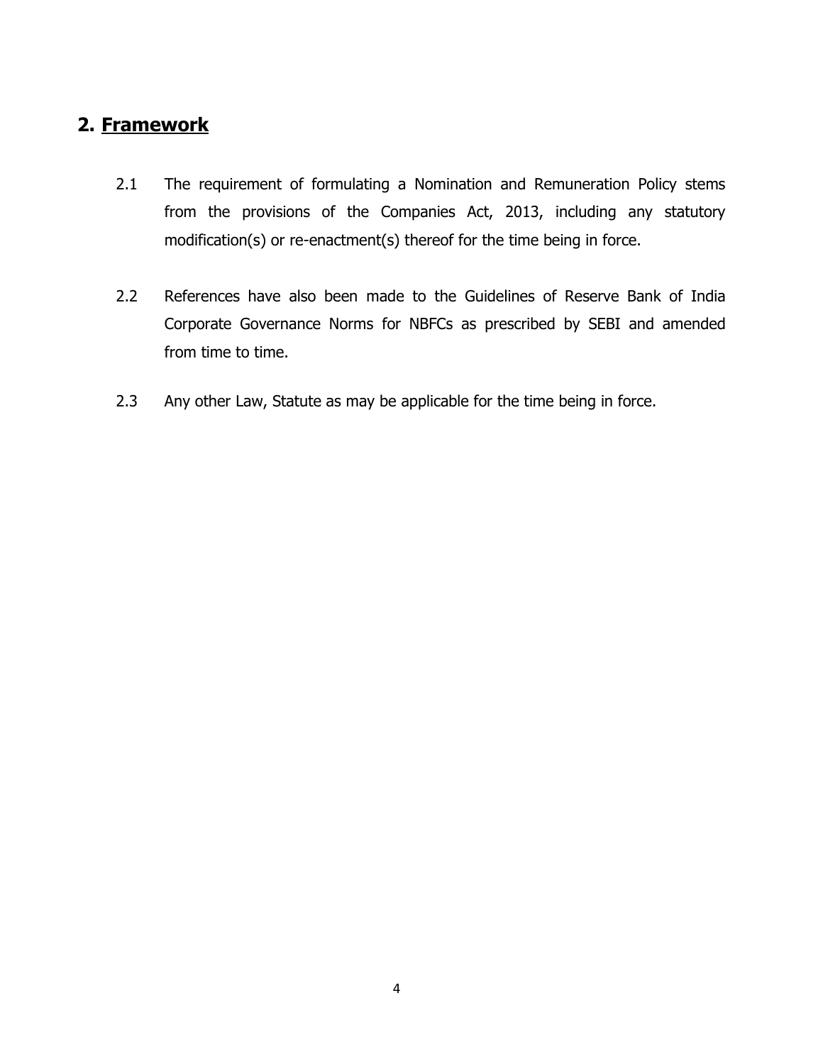## 2. Framework

2.1 The requirement of formulating a Nomination and Remuneration Policy stems from the provisions of the Companies Act, 2013, including any statutory modification(s) or re-enactment(s) thereof for the time being in force.

2.2 References have also been made to the Guidelines of Reserve Bank of India Corporate Governance Norms for NBFCs as prescribed by SEBI and amended from time to time.

2.3 Any other Law, Statute as may be applicable for the time being in force.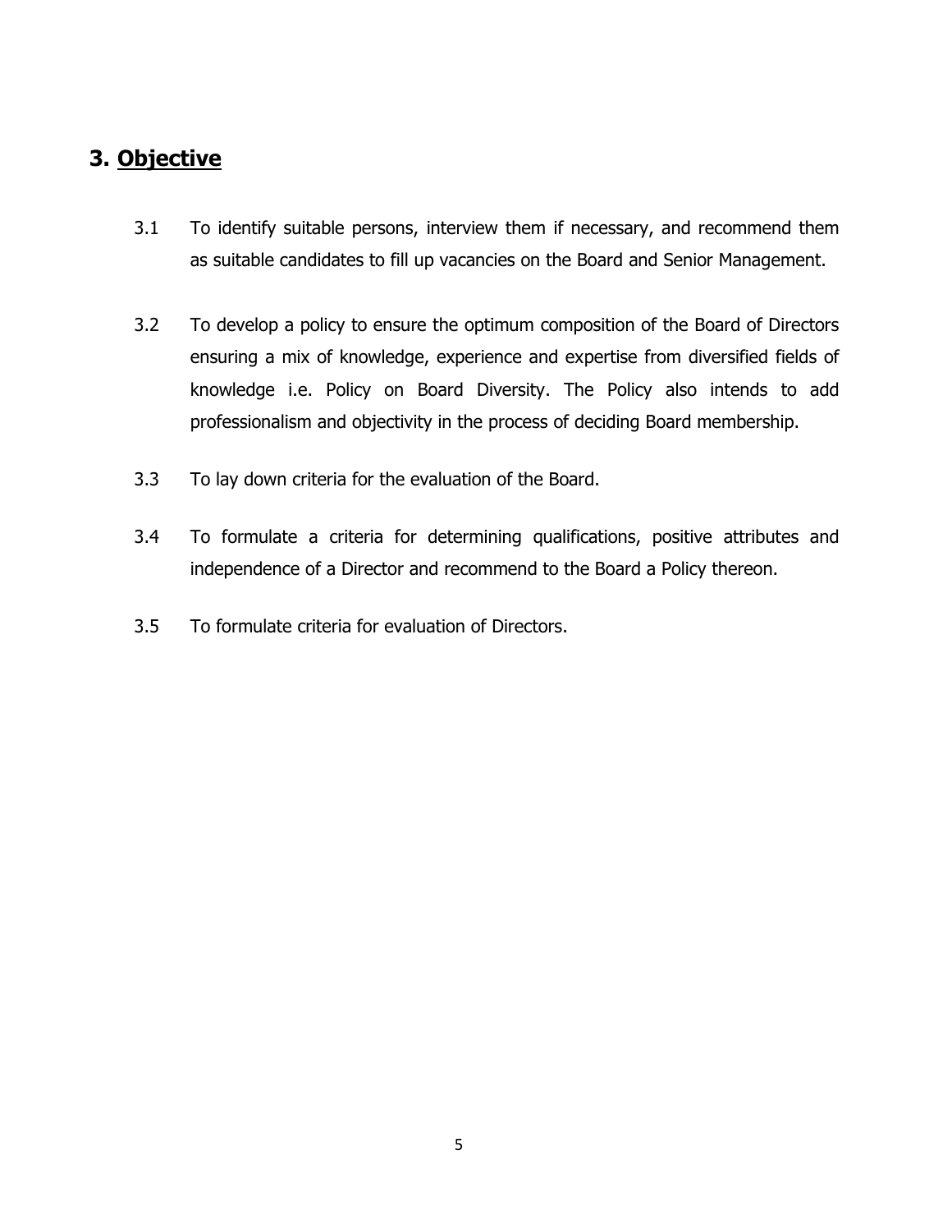## 3. Objective

3.1 To identify suitable persons, interview them if necessary, and recommend them as suitable candidates to fill up vacancies on the Board and Senior Management.

3.2 To develop a policy to ensure the optimum composition of the Board of Directors ensuring a mix of knowledge, experience and expertise from diversified fields of knowledge i.e. Policy on Board Diversity. The Policy also intends to add professionalism and objectivity in the process of deciding Board membership.

3.3 To lay down criteria for the evaluation of the Board.

3.4 To formulate a criteria for determining qualifications, positive attributes and independence of a Director and recommend to the Board a Policy thereon.

3.5 To formulate criteria for evaluation of Directors.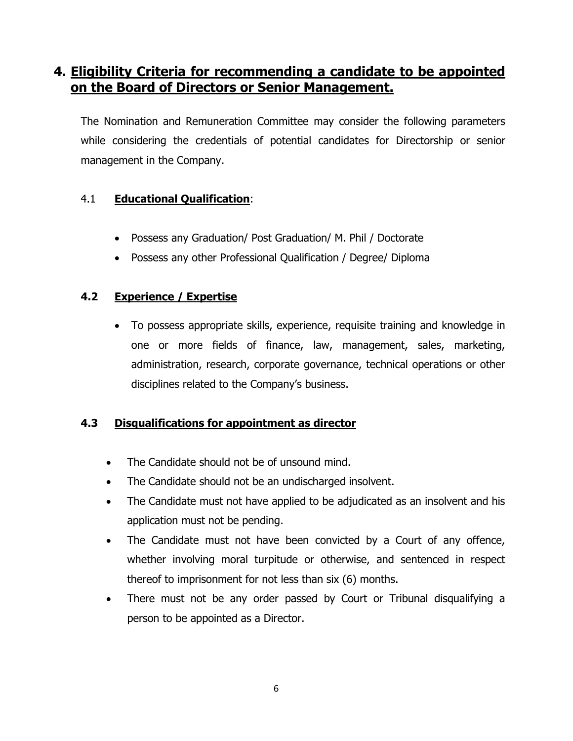## 4. Eligibility Criteria for recommending a candidate to be appointed on the Board of Directors or Senior Management.

The Nomination and Remuneration Committee may consider the following parameters while considering the credentials of potential candidates for Directorship or senior management in the Company.

### 4.1 **Educational Qualification**:

- Possess any Graduation/ Post Graduation/ M. Phil / Doctorate
- Possess any other Professional Qualification / Degree/ Diploma

### 4.2 **Experience / Expertise**

- To possess appropriate skills, experience, requisite training and knowledge in one or more fields of finance, law, management, sales, marketing, administration, research, corporate governance, technical operations or other disciplines related to the Company's business.

### 4.3 **Disqualifications for appointment as director**

- The Candidate should not be of unsound mind.
- The Candidate should not be an undischarged insolvent.
- The Candidate must not have applied to be adjudicated as an insolvent and his application must not be pending.
- The Candidate must not have been convicted by a Court of any offence, whether involving moral turpitude or otherwise, and sentenced in respect thereof to imprisonment for not less than six (6) months.
- There must not be any order passed by Court or Tribunal disqualifying a person to be appointed as a Director.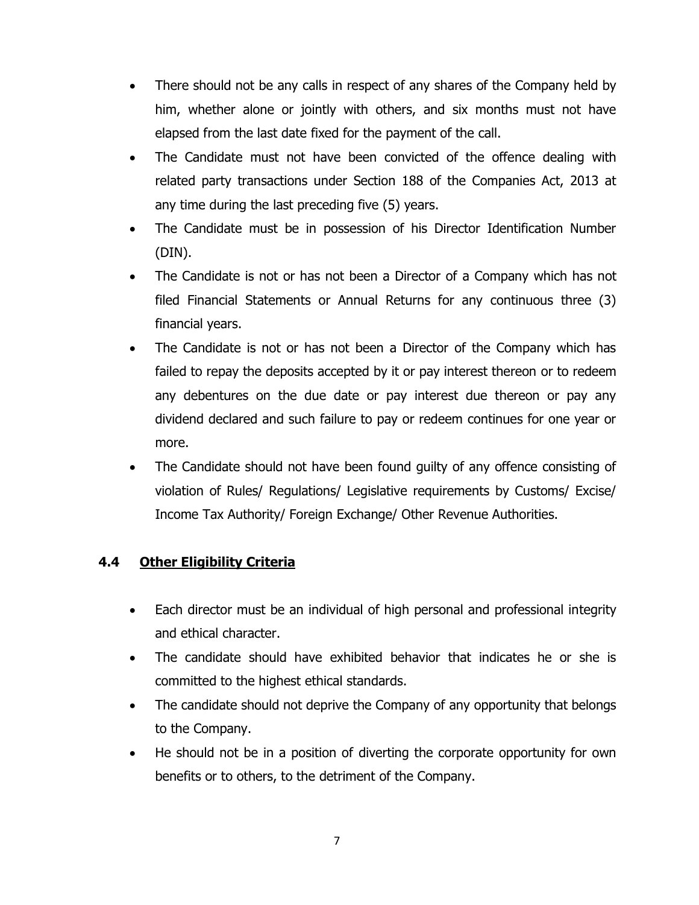- There should not be any calls in respect of any shares of the Company held by him, whether alone or jointly with others, and six months must not have elapsed from the last date fixed for the payment of the call.
- The Candidate must not have been convicted of the offence dealing with related party transactions under Section 188 of the Companies Act, 2013 at any time during the last preceding five (5) years.
- The Candidate must be in possession of his Director Identification Number (DIN).
- The Candidate is not or has not been a Director of a Company which has not filed Financial Statements or Annual Returns for any continuous three (3) financial years.
- The Candidate is not or has not been a Director of the Company which has failed to repay the deposits accepted by it or pay interest thereon or to redeem any debentures on the due date or pay interest due thereon or pay any dividend declared and such failure to pay or redeem continues for one year or more.
- The Candidate should not have been found guilty of any offence consisting of violation of Rules/ Regulations/ Legislative requirements by Customs/ Excise/ Income Tax Authority/ Foreign Exchange/ Other Revenue Authorities.

### 4.4 Other Eligibility Criteria

- Each director must be an individual of high personal and professional integrity and ethical character.
- The candidate should have exhibited behavior that indicates he or she is committed to the highest ethical standards.
- The candidate should not deprive the Company of any opportunity that belongs to the Company.
- He should not be in a position of diverting the corporate opportunity for own benefits or to others, to the detriment of the Company.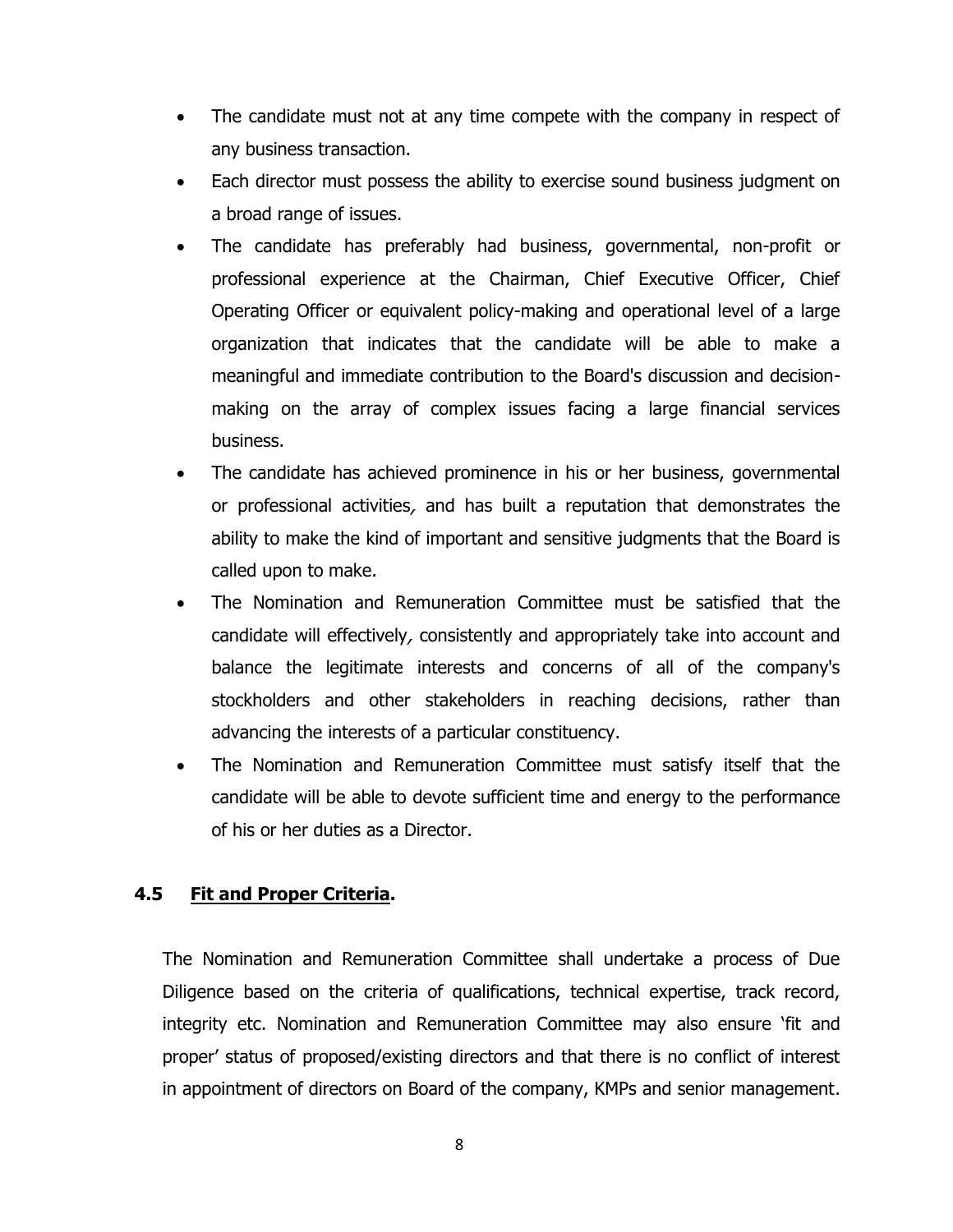- The candidate must not at any time compete with the company in respect of any business transaction.
- Each director must possess the ability to exercise sound business judgment on a broad range of issues.
- The candidate has preferably had business, governmental, non-profit or professional experience at the Chairman, Chief Executive Officer, Chief Operating Officer or equivalent policy-making and operational level of a large organization that indicates that the candidate will be able to make a meaningful and immediate contribution to the Board's discussion and decision-making on the array of complex issues facing a large financial services business.
- The candidate has achieved prominence in his or her business, governmental or professional activities, and has built a reputation that demonstrates the ability to make the kind of important and sensitive judgments that the Board is called upon to make.
- The Nomination and Remuneration Committee must be satisfied that the candidate will effectively, consistently and appropriately take into account and balance the legitimate interests and concerns of all of the company's stockholders and other stakeholders in reaching decisions, rather than advancing the interests of a particular constituency.
- The Nomination and Remuneration Committee must satisfy itself that the candidate will be able to devote sufficient time and energy to the performance of his or her duties as a Director.

### 4.5 Fit and Proper Criteria.

The Nomination and Remuneration Committee shall undertake a process of Due Diligence based on the criteria of qualifications, technical expertise, track record, integrity etc. Nomination and Remuneration Committee may also ensure 'fit and proper' status of proposed/existing directors and that there is no conflict of interest in appointment of directors on Board of the company, KMPs and senior management.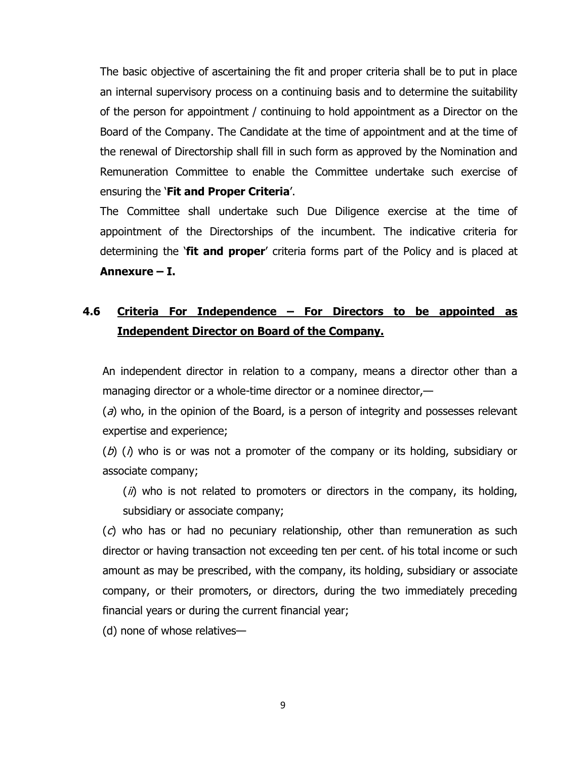The basic objective of ascertaining the fit and proper criteria shall be to put in place an internal supervisory process on a continuing basis and to determine the suitability of the person for appointment / continuing to hold appointment as a Director on the Board of the Company. The Candidate at the time of appointment and at the time of the renewal of Directorship shall fill in such form as approved by the Nomination and Remuneration Committee to enable the Committee undertake such exercise of ensuring the '**Fit and Proper Criteria**'.

The Committee shall undertake such Due Diligence exercise at the time of appointment of the Directorships of the incumbent. The indicative criteria for determining the '**fit and proper**' criteria forms part of the Policy and is placed at **Annexure – I.**

### 4.6 Criteria For Independence – For Directors to be appointed as Independent Director on Board of the Company.

An independent director in relation to a company, means a director other than a managing director or a whole-time director or a nominee director,—

(*a*) who, in the opinion of the Board, is a person of integrity and possesses relevant expertise and experience;

(*b*) (*i*) who is or was not a promoter of the company or its holding, subsidiary or associate company;

(*ii*) who is not related to promoters or directors in the company, its holding, subsidiary or associate company;

(*c*) who has or had no pecuniary relationship, other than remuneration as such director or having transaction not exceeding ten per cent. of his total income or such amount as may be prescribed, with the company, its holding, subsidiary or associate company, or their promoters, or directors, during the two immediately preceding financial years or during the current financial year;

(d) none of whose relatives—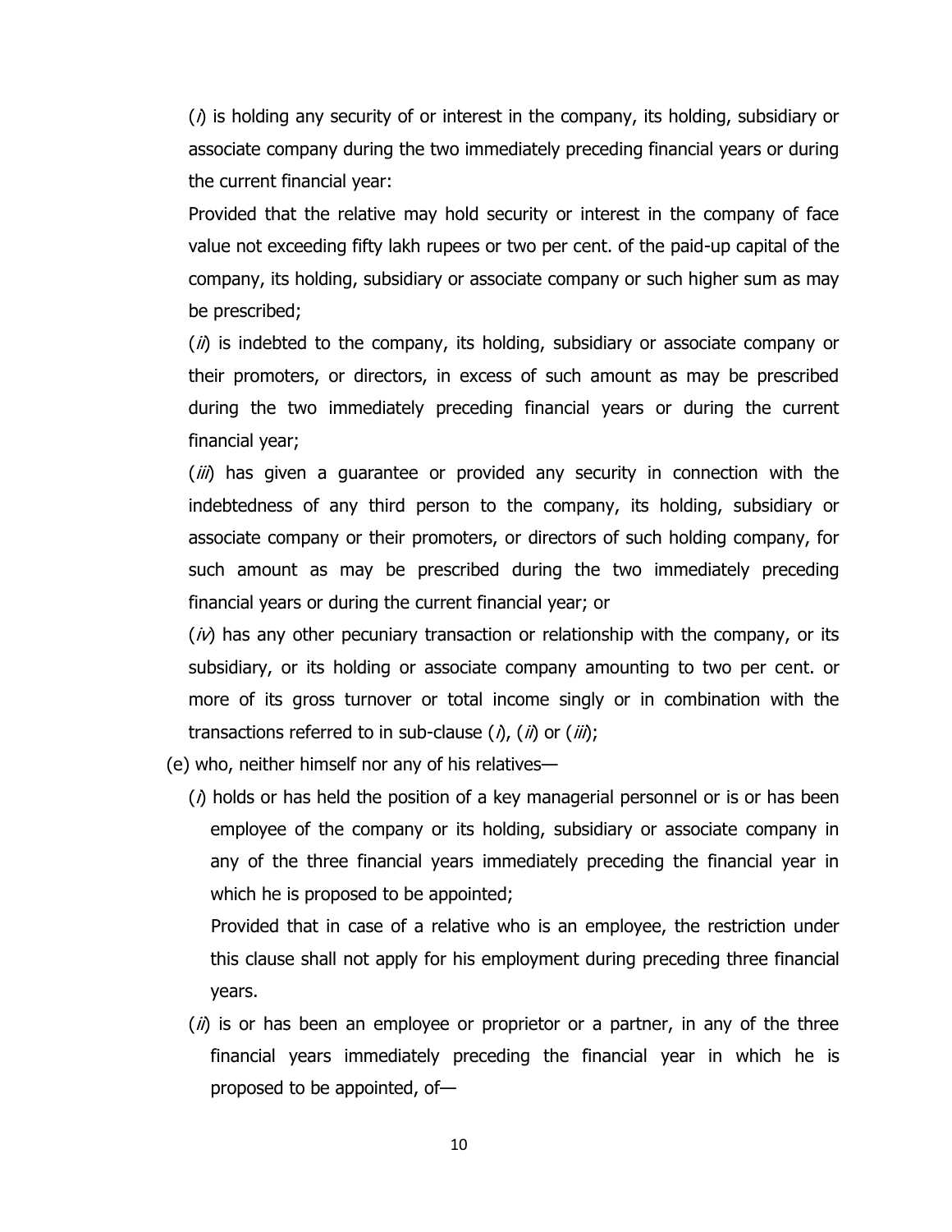(*i*) is holding any security of or interest in the company, its holding, subsidiary or associate company during the two immediately preceding financial years or during the current financial year:

Provided that the relative may hold security or interest in the company of face value not exceeding fifty lakh rupees or two per cent. of the paid-up capital of the company, its holding, subsidiary or associate company or such higher sum as may be prescribed;

(*ii*) is indebted to the company, its holding, subsidiary or associate company or their promoters, or directors, in excess of such amount as may be prescribed during the two immediately preceding financial years or during the current financial year;

(*iii*) has given a guarantee or provided any security in connection with the indebtedness of any third person to the company, its holding, subsidiary or associate company or their promoters, or directors of such holding company, for such amount as may be prescribed during the two immediately preceding financial years or during the current financial year; or

(*iv*) has any other pecuniary transaction or relationship with the company, or its subsidiary, or its holding or associate company amounting to two per cent. or more of its gross turnover or total income singly or in combination with the transactions referred to in sub-clause (*i*), (*ii*) or (*iii*);

(e) who, neither himself nor any of his relatives—

(*i*) holds or has held the position of a key managerial personnel or is or has been employee of the company or its holding, subsidiary or associate company in any of the three financial years immediately preceding the financial year in which he is proposed to be appointed;

Provided that in case of a relative who is an employee, the restriction under this clause shall not apply for his employment during preceding three financial years.

(*ii*) is or has been an employee or proprietor or a partner, in any of the three financial years immediately preceding the financial year in which he is proposed to be appointed, of—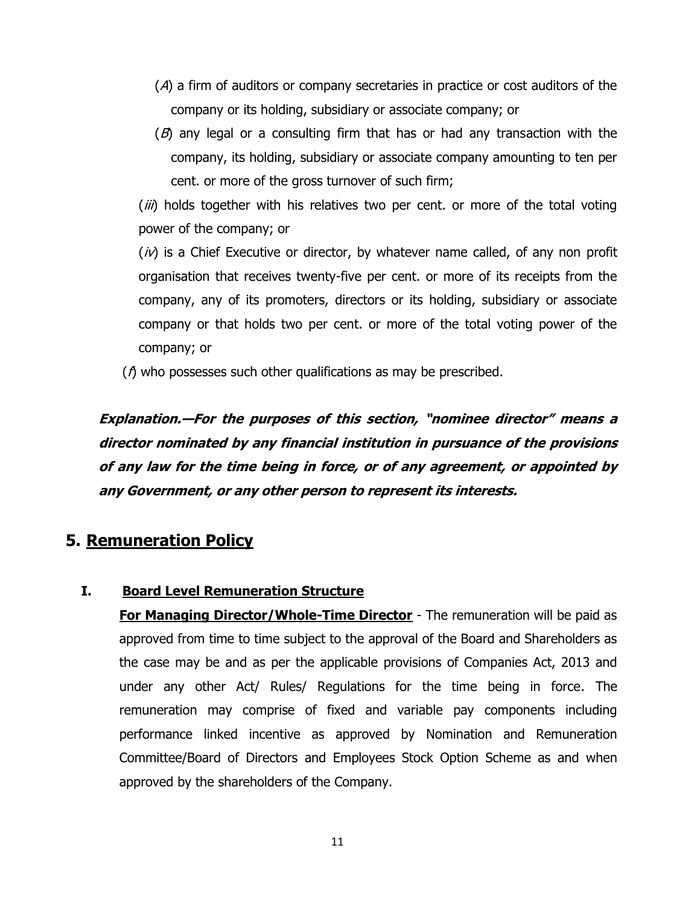(*A*) a firm of auditors or company secretaries in practice or cost auditors of the company or its holding, subsidiary or associate company; or

(*B*) any legal or a consulting firm that has or had any transaction with the company, its holding, subsidiary or associate company amounting to ten per cent. or more of the gross turnover of such firm;

(*iii*) holds together with his relatives two per cent. or more of the total voting power of the company; or

(*iv*) is a Chief Executive or director, by whatever name called, of any non profit organisation that receives twenty-five per cent. or more of its receipts from the company, any of its promoters, directors or its holding, subsidiary or associate company or that holds two per cent. or more of the total voting power of the company; or

(*f*) who possesses such other qualifications as may be prescribed.

***Explanation.—For the purposes of this section, "nominee director" means a director nominated by any financial institution in pursuance of the provisions of any law for the time being in force, or of any agreement, or appointed by any Government, or any other person to represent its interests.***

## 5. Remuneration Policy

### I. Board Level Remuneration Structure

**For Managing Director/Whole-Time Director** - The remuneration will be paid as approved from time to time subject to the approval of the Board and Shareholders as the case may be and as per the applicable provisions of Companies Act, 2013 and under any other Act/ Rules/ Regulations for the time being in force. The remuneration may comprise of fixed and variable pay components including performance linked incentive as approved by Nomination and Remuneration Committee/Board of Directors and Employees Stock Option Scheme as and when approved by the shareholders of the Company.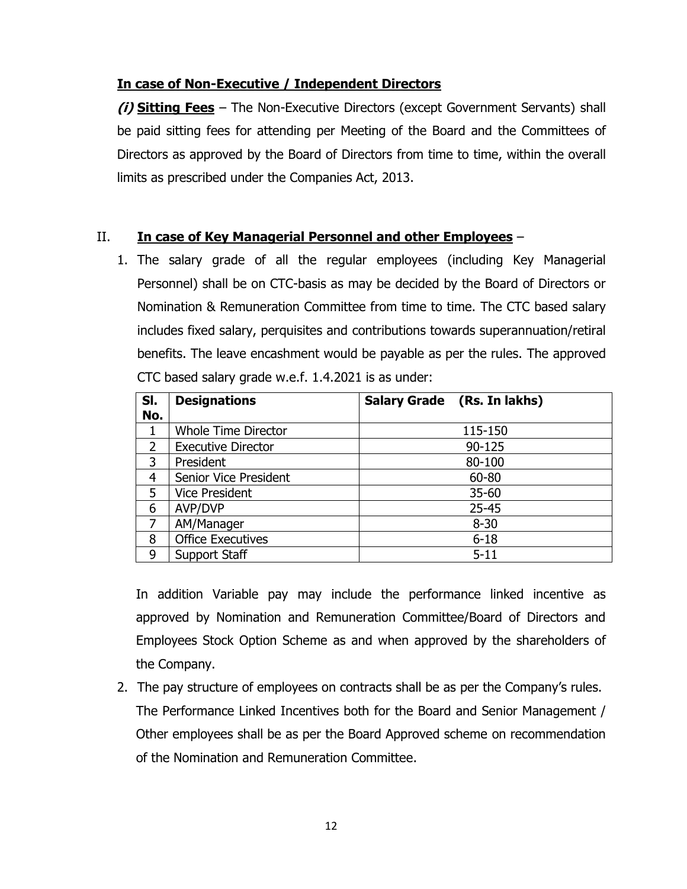**In case of Non-Executive / Independent Directors**

***(i)*** **Sitting Fees** – The Non-Executive Directors (except Government Servants) shall be paid sitting fees for attending per Meeting of the Board and the Committees of Directors as approved by the Board of Directors from time to time, within the overall limits as prescribed under the Companies Act, 2013.

II. **In case of Key Managerial Personnel and other Employees** –

1. The salary grade of all the regular employees (including Key Managerial Personnel) shall be on CTC-basis as may be decided by the Board of Directors or Nomination & Remuneration Committee from time to time. The CTC based salary includes fixed salary, perquisites and contributions towards superannuation/retiral benefits. The leave encashment would be payable as per the rules. The approved CTC based salary grade w.e.f. 1.4.2021 is as under:

| Sl. No. | Designations | Salary Grade (Rs. In lakhs) |
|---|---|---|
| 1 | Whole Time Director | 115-150 |
| 2 | Executive Director | 90-125 |
| 3 | President | 80-100 |
| 4 | Senior Vice President | 60-80 |
| 5 | Vice President | 35-60 |
| 6 | AVP/DVP | 25-45 |
| 7 | AM/Manager | 8-30 |
| 8 | Office Executives | 6-18 |
| 9 | Support Staff | 5-11 |

   In addition Variable pay may include the performance linked incentive as approved by Nomination and Remuneration Committee/Board of Directors and Employees Stock Option Scheme as and when approved by the shareholders of the Company.

2. The pay structure of employees on contracts shall be as per the Company's rules. The Performance Linked Incentives both for the Board and Senior Management / Other employees shall be as per the Board Approved scheme on recommendation of the Nomination and Remuneration Committee.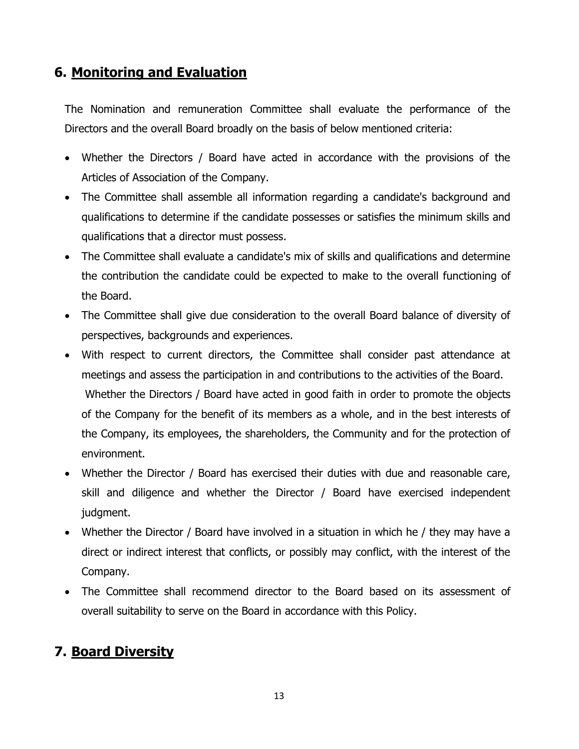## 6. Monitoring and Evaluation

The Nomination and remuneration Committee shall evaluate the performance of the Directors and the overall Board broadly on the basis of below mentioned criteria:

- Whether the Directors / Board have acted in accordance with the provisions of the Articles of Association of the Company.
- The Committee shall assemble all information regarding a candidate's background and qualifications to determine if the candidate possesses or satisfies the minimum skills and qualifications that a director must possess.
- The Committee shall evaluate a candidate's mix of skills and qualifications and determine the contribution the candidate could be expected to make to the overall functioning of the Board.
- The Committee shall give due consideration to the overall Board balance of diversity of perspectives, backgrounds and experiences.
- With respect to current directors, the Committee shall consider past attendance at meetings and assess the participation in and contributions to the activities of the Board.
  Whether the Directors / Board have acted in good faith in order to promote the objects of the Company for the benefit of its members as a whole, and in the best interests of the Company, its employees, the shareholders, the Community and for the protection of environment.
- Whether the Director / Board has exercised their duties with due and reasonable care, skill and diligence and whether the Director / Board have exercised independent judgment.
- Whether the Director / Board have involved in a situation in which he / they may have a direct or indirect interest that conflicts, or possibly may conflict, with the interest of the Company.
- The Committee shall recommend director to the Board based on its assessment of overall suitability to serve on the Board in accordance with this Policy.

## 7. Board Diversity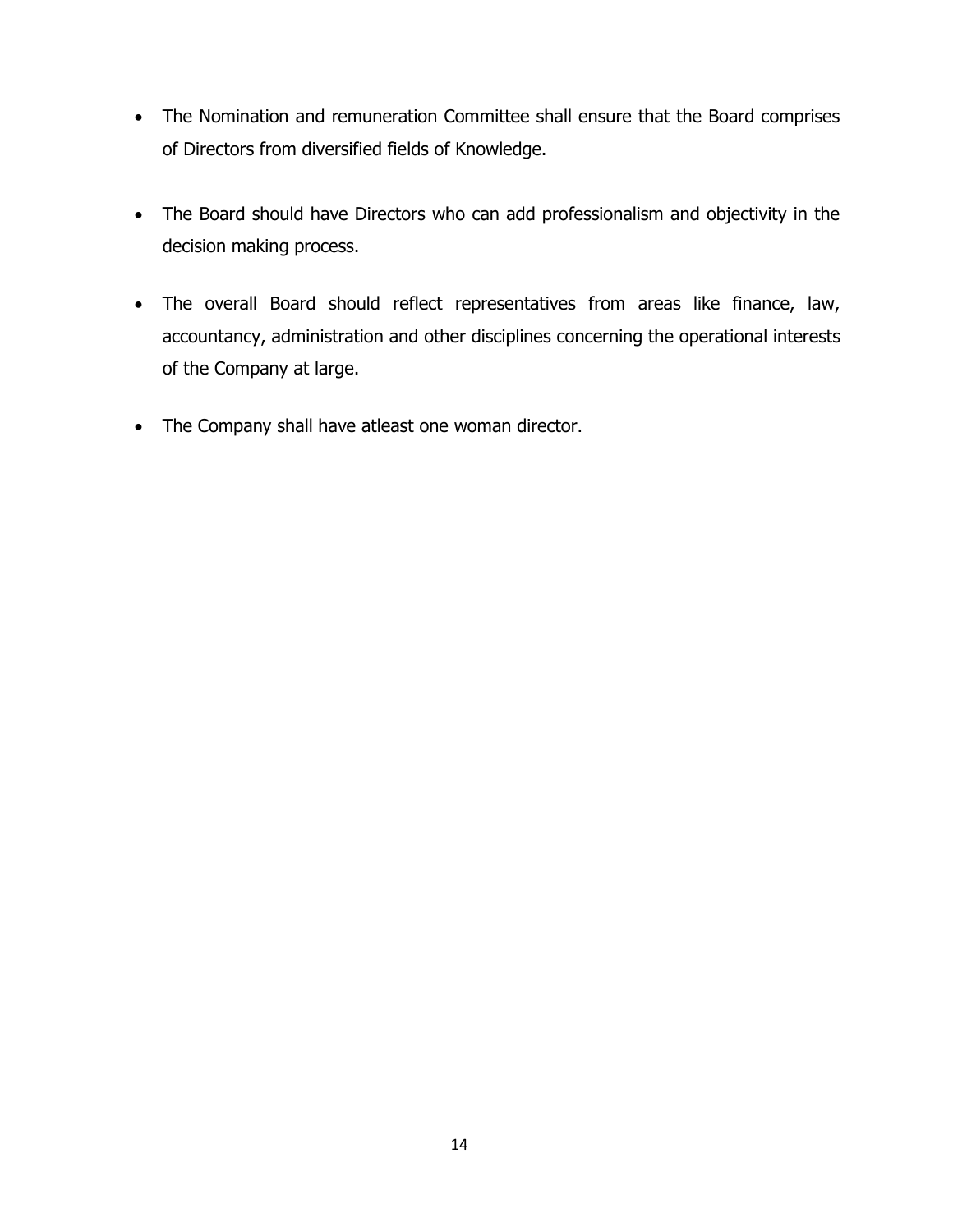- The Nomination and remuneration Committee shall ensure that the Board comprises of Directors from diversified fields of Knowledge.

- The Board should have Directors who can add professionalism and objectivity in the decision making process.

- The overall Board should reflect representatives from areas like finance, law, accountancy, administration and other disciplines concerning the operational interests of the Company at large.

- The Company shall have atleast one woman director.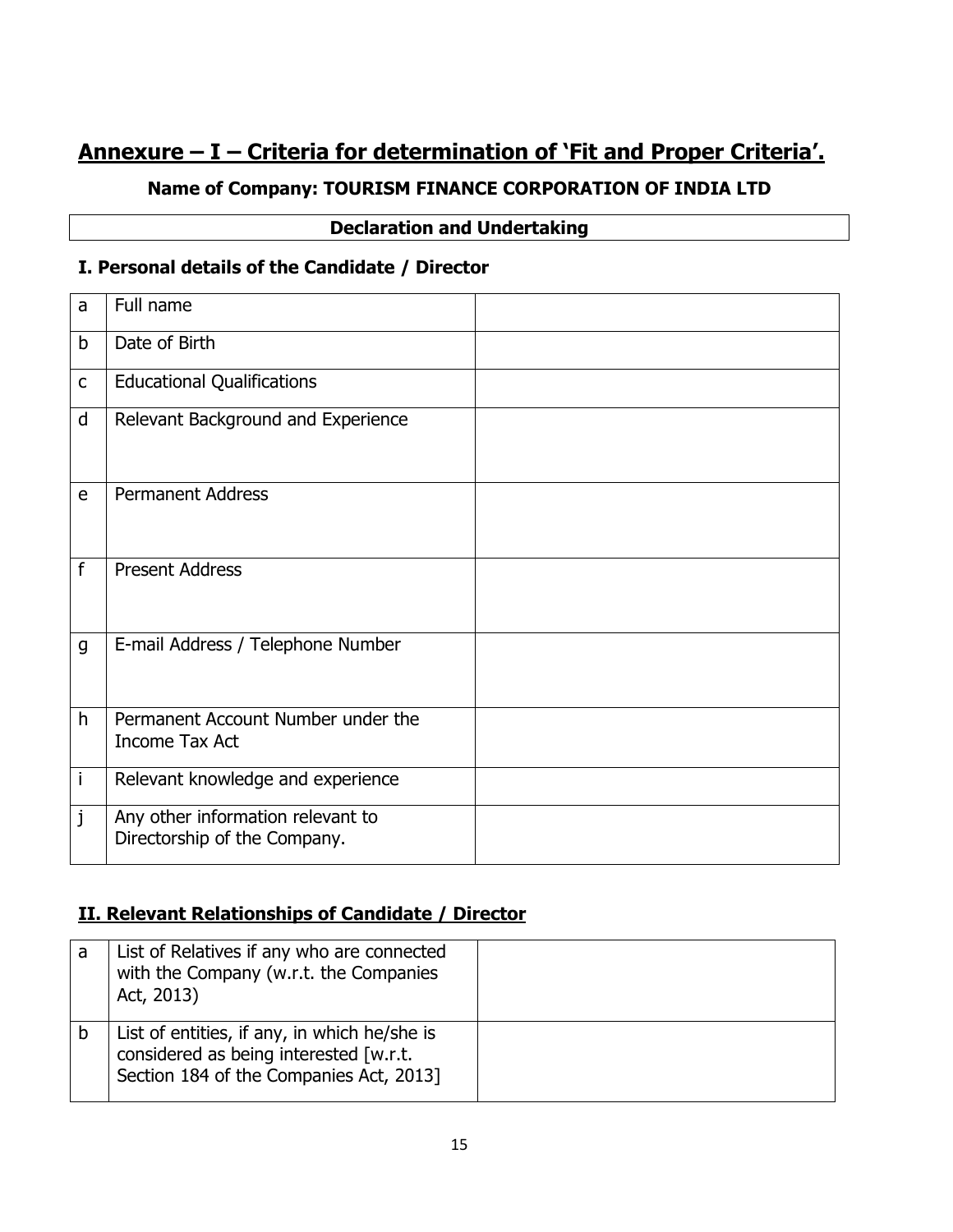## Annexure – I – Criteria for determination of 'Fit and Proper Criteria'.

**Name of Company: TOURISM FINANCE CORPORATION OF INDIA LTD**

**Declaration and Undertaking**

### I. Personal details of the Candidate / Director

| | | |
|---|---|---|
| a | Full name | |
| b | Date of Birth | |
| c | Educational Qualifications | |
| d | Relevant Background and Experience | |
| e | Permanent Address | |
| f | Present Address | |
| g | E-mail Address / Telephone Number | |
| h | Permanent Account Number under the Income Tax Act | |
| i | Relevant knowledge and experience | |
| j | Any other information relevant to Directorship of the Company. | |

### II. Relevant Relationships of Candidate / Director

| | | |
|---|---|---|
| a | List of Relatives if any who are connected with the Company (w.r.t. the Companies Act, 2013) | |
| b | List of entities, if any, in which he/she is considered as being interested [w.r.t. Section 184 of the Companies Act, 2013] | |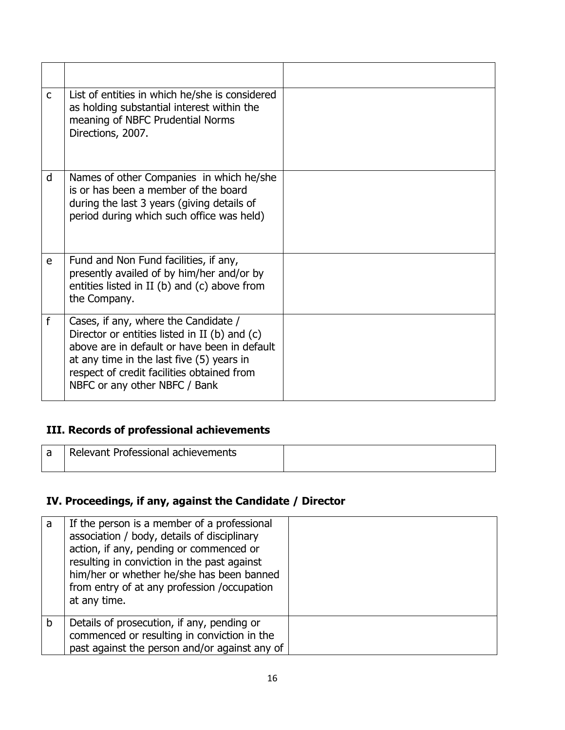| | | |
|---|---|---|
| | | |
| c | List of entities in which he/she is considered as holding substantial interest within the meaning of NBFC Prudential Norms Directions, 2007. | |
| d | Names of other Companies in which he/she is or has been a member of the board during the last 3 years (giving details of period during which such office was held) | |
| e | Fund and Non Fund facilities, if any, presently availed of by him/her and/or by entities listed in II (b) and (c) above from the Company. | |
| f | Cases, if any, where the Candidate / Director or entities listed in II (b) and (c) above are in default or have been in default at any time in the last five (5) years in respect of credit facilities obtained from NBFC or any other NBFC / Bank | |

## III. Records of professional achievements

| | | |
|---|---|---|
| a | Relevant Professional achievements | |

## IV. Proceedings, if any, against the Candidate / Director

| | | |
|---|---|---|
| a | If the person is a member of a professional association / body, details of disciplinary action, if any, pending or commenced or resulting in conviction in the past against him/her or whether he/she has been banned from entry of at any profession /occupation at any time. | |
| b | Details of prosecution, if any, pending or commenced or resulting in conviction in the past against the person and/or against any of | |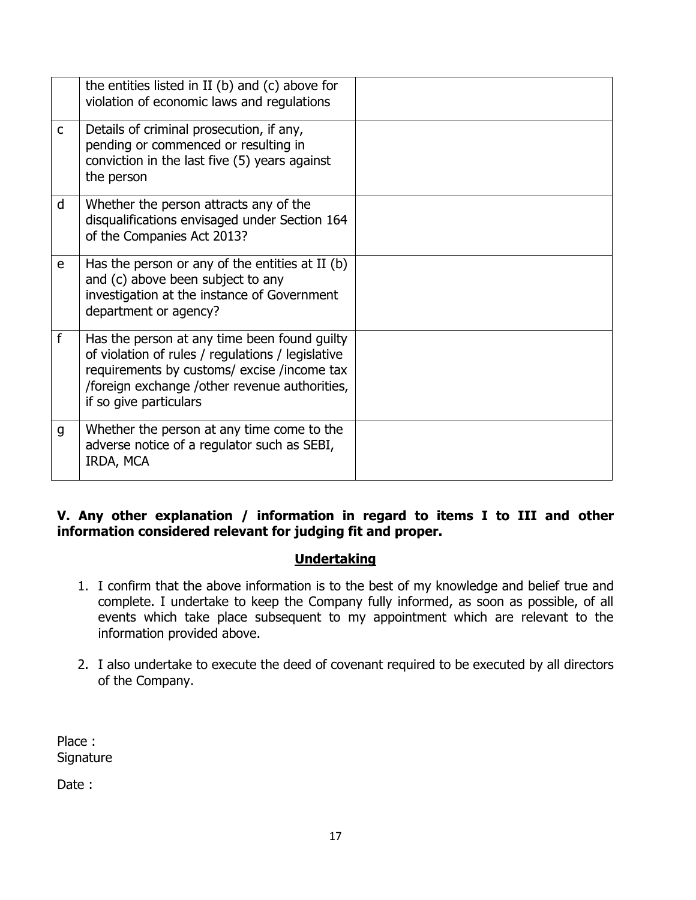| | | |
|---|---|---|
| | the entities listed in II (b) and (c) above for violation of economic laws and regulations | |
| c | Details of criminal prosecution, if any, pending or commenced or resulting in conviction in the last five (5) years against the person | |
| d | Whether the person attracts any of the disqualifications envisaged under Section 164 of the Companies Act 2013? | |
| e | Has the person or any of the entities at II (b) and (c) above been subject to any investigation at the instance of Government department or agency? | |
| f | Has the person at any time been found guilty of violation of rules / regulations / legislative requirements by customs/ excise /income tax /foreign exchange /other revenue authorities, if so give particulars | |
| g | Whether the person at any time come to the adverse notice of a regulator such as SEBI, IRDA, MCA | |

**V. Any other explanation / information in regard to items I to III and other information considered relevant for judging fit and proper.**

## Undertaking

1. I confirm that the above information is to the best of my knowledge and belief true and complete. I undertake to keep the Company fully informed, as soon as possible, of all events which take place subsequent to my appointment which are relevant to the information provided above.

2. I also undertake to execute the deed of covenant required to be executed by all directors of the Company.

Place :
Signature

Date :